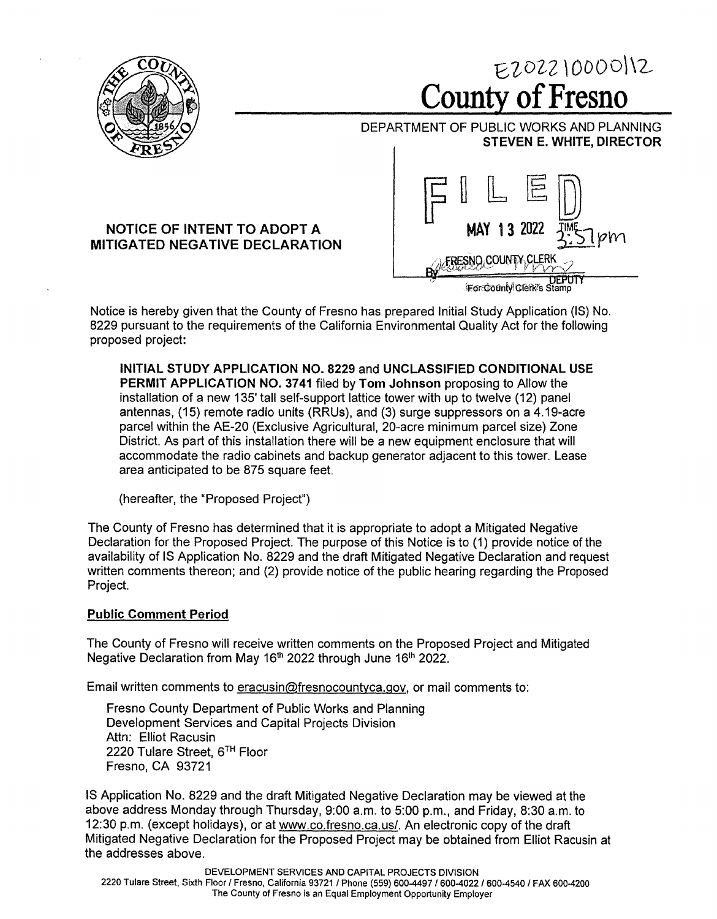E202210000112

# County of Fresno

DEPARTMENT OF PUBLIC WORKS AND PLANNING
**STEVEN E. WHITE, DIRECTOR**

FILED
MAY 13 2022 TIME 3:51pm
FRESNO COUNTY CLERK
By DEPUTY
For County Clerk's Stamp

## NOTICE OF INTENT TO ADOPT A MITIGATED NEGATIVE DECLARATION

Notice is hereby given that the County of Fresno has prepared Initial Study Application (IS) No. 8229 pursuant to the requirements of the California Environmental Quality Act for the following proposed project:

> **INITIAL STUDY APPLICATION NO. 8229** and **UNCLASSIFIED CONDITIONAL USE PERMIT APPLICATION NO. 3741** filed by **Tom Johnson** proposing to Allow the installation of a new 135' tall self-support lattice tower with up to twelve (12) panel antennas, (15) remote radio units (RRUs), and (3) surge suppressors on a 4.19-acre parcel within the AE-20 (Exclusive Agricultural, 20-acre minimum parcel size) Zone District. As part of this installation there will be a new equipment enclosure that will accommodate the radio cabinets and backup generator adjacent to this tower. Lease area anticipated to be 875 square feet.
>
> (hereafter, the "Proposed Project")

The County of Fresno has determined that it is appropriate to adopt a Mitigated Negative Declaration for the Proposed Project. The purpose of this Notice is to (1) provide notice of the availability of IS Application No. 8229 and the draft Mitigated Negative Declaration and request written comments thereon; and (2) provide notice of the public hearing regarding the Proposed Project.

### Public Comment Period

The County of Fresno will receive written comments on the Proposed Project and Mitigated Negative Declaration from May 16th 2022 through June 16th 2022.

Email written comments to eracusin@fresnocountyca.gov, or mail comments to:

Fresno County Department of Public Works and Planning
Development Services and Capital Projects Division
Attn: Elliot Racusin
2220 Tulare Street, 6TH Floor
Fresno, CA 93721

IS Application No. 8229 and the draft Mitigated Negative Declaration may be viewed at the above address Monday through Thursday, 9:00 a.m. to 5:00 p.m., and Friday, 8:30 a.m. to 12:30 p.m. (except holidays), or at www.co.fresno.ca.us/. An electronic copy of the draft Mitigated Negative Declaration for the Proposed Project may be obtained from Elliot Racusin at the addresses above.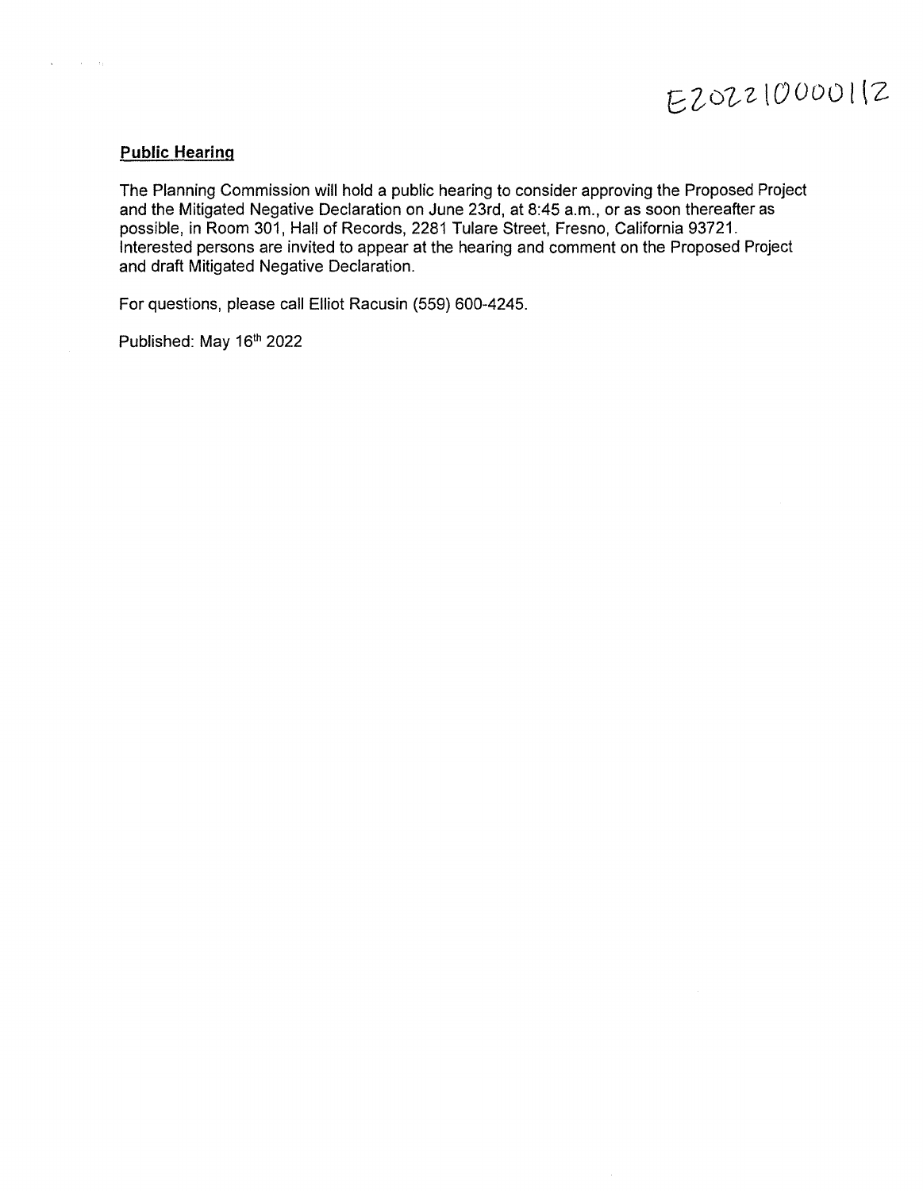E202210000112

**Public Hearing**

The Planning Commission will hold a public hearing to consider approving the Proposed Project and the Mitigated Negative Declaration on June 23rd, at 8:45 a.m., or as soon thereafter as possible, in Room 301, Hall of Records, 2281 Tulare Street, Fresno, California 93721. Interested persons are invited to appear at the hearing and comment on the Proposed Project and draft Mitigated Negative Declaration.

For questions, please call Elliot Racusin (559) 600-4245.

Published: May 16th 2022